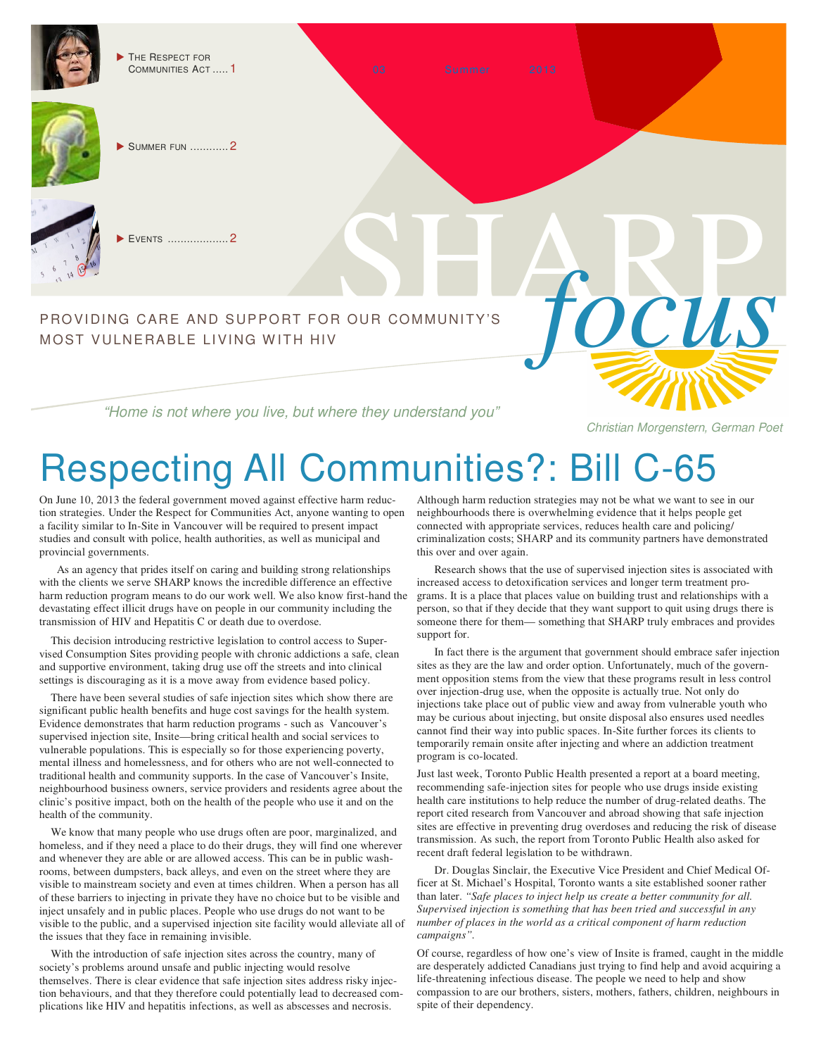- The Respect for Communities Act ..... 1
- Summer fun ............ 2
- Events ................... 2

53 Summer 2013

# SHARP *focus*

PROVIDING CARE AND SUPPORT FOR OUR COMMUNITY'S MOST VULNERABLE LIVING WITH HIV

*"Home is not where you live, but where they understand you"*

*Christian Morgenstern, German Poet*

# Respecting All Communities?: Bill C-65

On June 10, 2013 the federal government moved against effective harm reduction strategies. Under the Respect for Communities Act, anyone wanting to open a facility similar to In-Site in Vancouver will be required to present impact studies and consult with police, health authorities, as well as municipal and provincial governments.

As an agency that prides itself on caring and building strong relationships with the clients we serve SHARP knows the incredible difference an effective harm reduction program means to do our work well. We also know first-hand the devastating effect illicit drugs have on people in our community including the transmission of HIV and Hepatitis C or death due to overdose.

This decision introducing restrictive legislation to control access to Supervised Consumption Sites providing people with chronic addictions a safe, clean and supportive environment, taking drug use off the streets and into clinical settings is discouraging as it is a move away from evidence based policy.

There have been several studies of safe injection sites which show there are significant public health benefits and huge cost savings for the health system. Evidence demonstrates that harm reduction programs - such as Vancouver's supervised injection site, Insite—bring critical health and social services to vulnerable populations. This is especially so for those experiencing poverty, mental illness and homelessness, and for others who are not well-connected to traditional health and community supports. In the case of Vancouver's Insite, neighbourhood business owners, service providers and residents agree about the clinic's positive impact, both on the health of the people who use it and on the health of the community.

We know that many people who use drugs often are poor, marginalized, and homeless, and if they need a place to do their drugs, they will find one wherever and whenever they are able or are allowed access. This can be in public washrooms, between dumpsters, back alleys, and even on the street where they are visible to mainstream society and even at times children. When a person has all of these barriers to injecting in private they have no choice but to be visible and inject unsafely and in public places. People who use drugs do not want to be visible to the public, and a supervised injection site facility would alleviate all of the issues that they face in remaining invisible.

With the introduction of safe injection sites across the country, many of society's problems around unsafe and public injecting would resolve themselves. There is clear evidence that safe injection sites address risky injection behaviours, and that they therefore could potentially lead to decreased complications like HIV and hepatitis infections, as well as abscesses and necrosis.

Although harm reduction strategies may not be what we want to see in our neighbourhoods there is overwhelming evidence that it helps people get connected with appropriate services, reduces health care and policing/criminalization costs; SHARP and its community partners have demonstrated this over and over again.

Research shows that the use of supervised injection sites is associated with increased access to detoxification services and longer term treatment programs. It is a place that places value on building trust and relationships with a person, so that if they decide that they want support to quit using drugs there is someone there for them— something that SHARP truly embraces and provides support for.

In fact there is the argument that government should embrace safer injection sites as they are the law and order option. Unfortunately, much of the government opposition stems from the view that these programs result in less control over injection-drug use, when the opposite is actually true. Not only do injections take place out of public view and away from vulnerable youth who may be curious about injecting, but onsite disposal also ensures used needles cannot find their way into public spaces. In-Site further forces its clients to temporarily remain onsite after injecting and where an addiction treatment program is co-located.

Just last week, Toronto Public Health presented a report at a board meeting, recommending safe-injection sites for people who use drugs inside existing health care institutions to help reduce the number of drug-related deaths. The report cited research from Vancouver and abroad showing that safe injection sites are effective in preventing drug overdoses and reducing the risk of disease transmission. As such, the report from Toronto Public Health also asked for recent draft federal legislation to be withdrawn.

Dr. Douglas Sinclair, the Executive Vice President and Chief Medical Officer at St. Michael's Hospital, Toronto wants a site established sooner rather than later. *"Safe places to inject help us create a better community for all. Supervised injection is something that has been tried and successful in any number of places in the world as a critical component of harm reduction campaigns".*

Of course, regardless of how one's view of Insite is framed, caught in the middle are desperately addicted Canadians just trying to find help and avoid acquiring a life-threatening infectious disease. The people we need to help and show compassion to are our brothers, sisters, mothers, fathers, children, neighbours in spite of their dependency.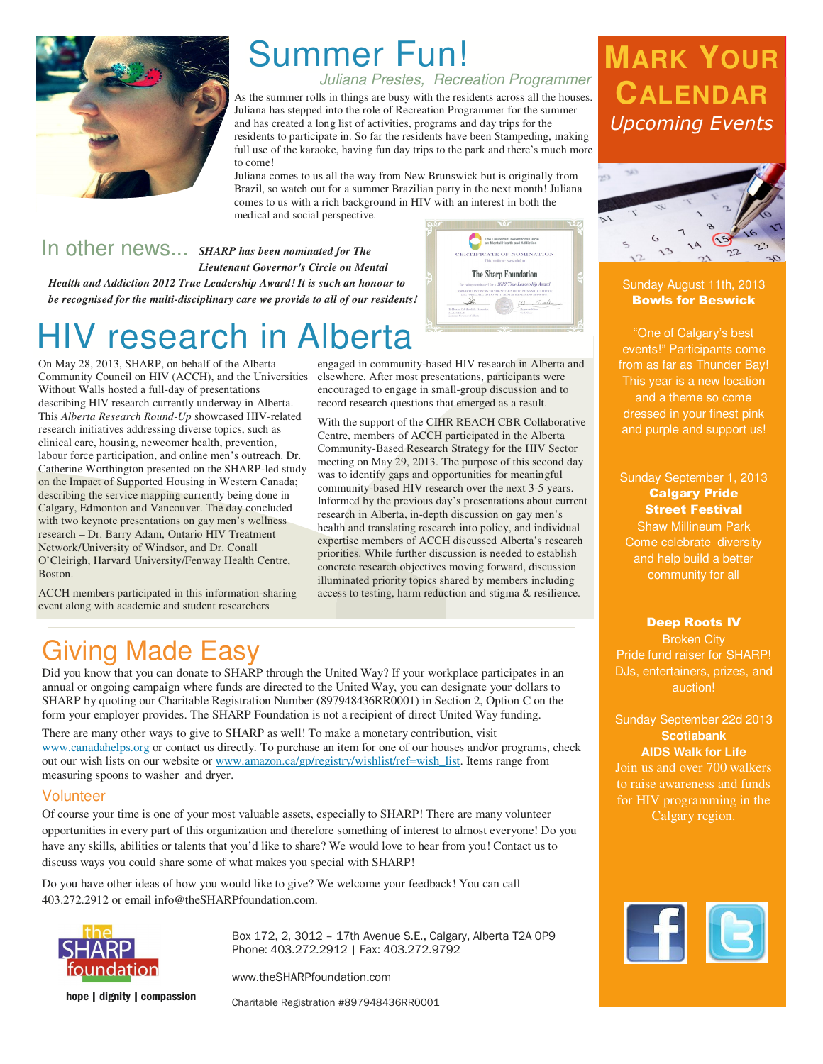# Summer Fun!

*Juliana Prestes, Recreation Programmer*

As the summer rolls in things are busy with the residents across all the houses. Juliana has stepped into the role of Recreation Programmer for the summer and has created a long list of activities, programs and day trips for the residents to participate in. So far the residents have been Stampeding, making full use of the karaoke, having fun day trips to the park and there's much more to come!

Juliana comes to us all the way from New Brunswick but is originally from Brazil, so watch out for a summer Brazilian party in the next month! Juliana comes to us with a rich background in HIV with an interest in both the medical and social perspective.

## In other news...

***SHARP has been nominated for The Lieutenant Governor's Circle on Mental Health and Addiction 2012 True Leadership Award! It is such an honour to be recognised for the multi-disciplinary care we provide to all of our residents!***

# HIV research in Alberta

On May 28, 2013, SHARP, on behalf of the Alberta Community Council on HIV (ACCH), and the Universities Without Walls hosted a full-day of presentations describing HIV research currently underway in Alberta. This *Alberta Research Round-Up* showcased HIV-related research initiatives addressing diverse topics, such as clinical care, housing, newcomer health, prevention, labour force participation, and online men's outreach. Dr. Catherine Worthington presented on the SHARP-led study on the Impact of Supported Housing in Western Canada; describing the service mapping currently being done in Calgary, Edmonton and Vancouver. The day concluded with two keynote presentations on gay men's wellness research – Dr. Barry Adam, Ontario HIV Treatment Network/University of Windsor, and Dr. Conall O'Cleirigh, Harvard University/Fenway Health Centre, Boston.

ACCH members participated in this information-sharing event along with academic and student researchers engaged in community-based HIV research in Alberta and elsewhere. After most presentations, participants were encouraged to engage in small-group discussion and to record research questions that emerged as a result.

With the support of the CIHR REACH CBR Collaborative Centre, members of ACCH participated in the Alberta Community-Based Research Strategy for the HIV Sector meeting on May 29, 2013. The purpose of this second day was to identify gaps and opportunities for meaningful community-based HIV research over the next 3-5 years. Informed by the previous day's presentations about current research in Alberta, in-depth discussion on gay men's health and translating research into policy, and individual expertise members of ACCH discussed Alberta's research priorities. While further discussion is needed to establish concrete research objectives moving forward, discussion illuminated priority topics shared by members including access to testing, harm reduction and stigma & resilience.

# Giving Made Easy

Did you know that you can donate to SHARP through the United Way? If your workplace participates in an annual or ongoing campaign where funds are directed to the United Way, you can designate your dollars to SHARP by quoting our Charitable Registration Number (897948436RR0001) in Section 2, Option C on the form your employer provides. The SHARP Foundation is not a recipient of direct United Way funding.

There are many other ways to give to SHARP as well! To make a monetary contribution, visit www.canadahelps.org or contact us directly. To purchase an item for one of our houses and/or programs, check out our wish lists on our website or www.amazon.ca/gp/registry/wishlist/ref=wish_list. Items range from measuring spoons to washer and dryer.

## Volunteer

Of course your time is one of your most valuable assets, especially to SHARP! There are many volunteer opportunities in every part of this organization and therefore something of interest to almost everyone! Do you have any skills, abilities or talents that you'd like to share? We would love to hear from you! Contact us to discuss ways you could share some of what makes you special with SHARP!

Do you have other ideas of how you would like to give? We welcome your feedback! You can call 403.272.2912 or email info@theSHARPfoundation.com.

# Mark Your Calendar

*Upcoming Events*

Sunday August 11th, 2013
**Bowls for Beswick**

"One of Calgary's best events!" Participants come from as far as Thunder Bay! This year is a new location and a theme so come dressed in your finest pink and purple and support us!

Sunday September 1, 2013
**Calgary Pride Street Festival**
Shaw Millineum Park
Come celebrate diversity and help build a better community for all

**Deep Roots IV**
Broken City
Pride fund raiser for SHARP! DJs, entertainers, prizes, and auction!

Sunday September 22d 2013
**Scotiabank AIDS Walk for Life**
Join us and over 700 walkers to raise awareness and funds for HIV programming in the Calgary region.

---

the SHARP foundation
hope | dignity | compassion

Box 172, 2, 3012 – 17th Avenue S.E., Calgary, Alberta T2A 0P9
Phone: 403.272.2912 | Fax: 403.272.9792

www.theSHARPfoundation.com

Charitable Registration #897948436RR0001